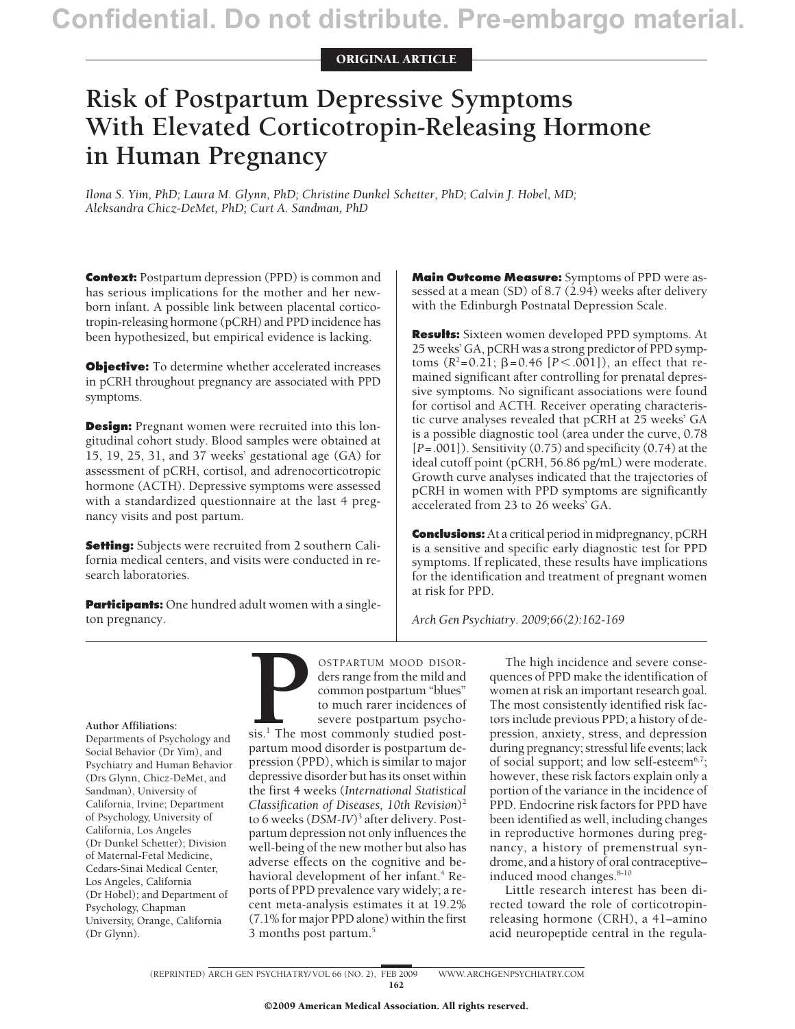Confidential. Do not distribute. Pre-embargo material.

ORIGINAL ARTICLE

# Risk of Postpartum Depressive Symptoms With Elevated Corticotropin-Releasing Hormone in Human Pregnancy

*Ilona S. Yim, PhD; Laura M. Glynn, PhD; Christine Dunkel Schetter, PhD; Calvin J. Hobel, MD; Aleksandra Chicz-DeMet, PhD; Curt A. Sandman, PhD*

**Context:** Postpartum depression (PPD) is common and has serious implications for the mother and her newborn infant. A possible link between placental corticotropin-releasing hormone (pCRH) and PPD incidence has been hypothesized, but empirical evidence is lacking.

**Objective:** To determine whether accelerated increases in pCRH throughout pregnancy are associated with PPD symptoms.

**Design:** Pregnant women were recruited into this longitudinal cohort study. Blood samples were obtained at 15, 19, 25, 31, and 37 weeks' gestational age (GA) for assessment of pCRH, cortisol, and adrenocorticotropic hormone (ACTH). Depressive symptoms were assessed with a standardized questionnaire at the last 4 pregnancy visits and post partum.

**Setting:** Subjects were recruited from 2 southern California medical centers, and visits were conducted in research laboratories.

**Participants:** One hundred adult women with a singleton pregnancy.

**Main Outcome Measure:** Symptoms of PPD were assessed at a mean (SD) of 8.7 (2.94) weeks after delivery with the Edinburgh Postnatal Depression Scale.

**Results:** Sixteen women developed PPD symptoms. At 25 weeks' GA, pCRH was a strong predictor of PPD symptoms ($R^2=0.21$; $\beta=0.46$ [$P<.001$]), an effect that remained significant after controlling for prenatal depressive symptoms. No significant associations were found for cortisol and ACTH. Receiver operating characteristic curve analyses revealed that pCRH at 25 weeks' GA is a possible diagnostic tool (area under the curve, 0.78 [$P=.001$]). Sensitivity (0.75) and specificity (0.74) at the ideal cutoff point (pCRH, 56.86 pg/mL) were moderate. Growth curve analyses indicated that the trajectories of pCRH in women with PPD symptoms are significantly accelerated from 23 to 26 weeks' GA.

**Conclusions:** At a critical period in midpregnancy, pCRH is a sensitive and specific early diagnostic test for PPD symptoms. If replicated, these results have implications for the identification and treatment of pregnant women at risk for PPD.

*Arch Gen Psychiatry. 2009;66(2):162-169*

**Author Affiliations:** Departments of Psychology and Social Behavior (Dr Yim), and Psychiatry and Human Behavior (Drs Glynn, Chicz-DeMet, and Sandman), University of California, Irvine; Department of Psychology, University of California, Los Angeles (Dr Dunkel Schetter); Division of Maternal-Fetal Medicine, Cedars-Sinai Medical Center, Los Angeles, California (Dr Hobel); and Department of Psychology, Chapman University, Orange, California (Dr Glynn).

POSTPARTUM MOOD DISORders range from the mild and common postpartum "blues" to much rarer incidences of severe postpartum psychosis.[1] The most commonly studied postpartum mood disorder is postpartum depression (PPD), which is similar to major depressive disorder but has its onset within the first 4 weeks (*International Statistical Classification of Diseases, 10th Revision*)[2] to 6 weeks (*DSM-IV*)[3] after delivery. Postpartum depression not only influences the well-being of the new mother but also has adverse effects on the cognitive and behavioral development of her infant.[4] Reports of PPD prevalence vary widely; a recent meta-analysis estimates it at 19.2% (7.1% for major PPD alone) within the first 3 months post partum.[5]

The high incidence and severe consequences of PPD make the identification of women at risk an important research goal. The most consistently identified risk factors include previous PPD; a history of depression, anxiety, stress, and depression during pregnancy; stressful life events; lack of social support; and low self-esteem[6,7]; however, these risk factors explain only a portion of the variance in the incidence of PPD. Endocrine risk factors for PPD have been identified as well, including changes in reproductive hormones during pregnancy, a history of premenstrual syndrome, and a history of oral contraceptive–induced mood changes.[8-10]

Little research interest has been directed toward the role of corticotropin-releasing hormone (CRH), a 41–amino acid neuropeptide central in the regula-

©2009 American Medical Association. All rights reserved.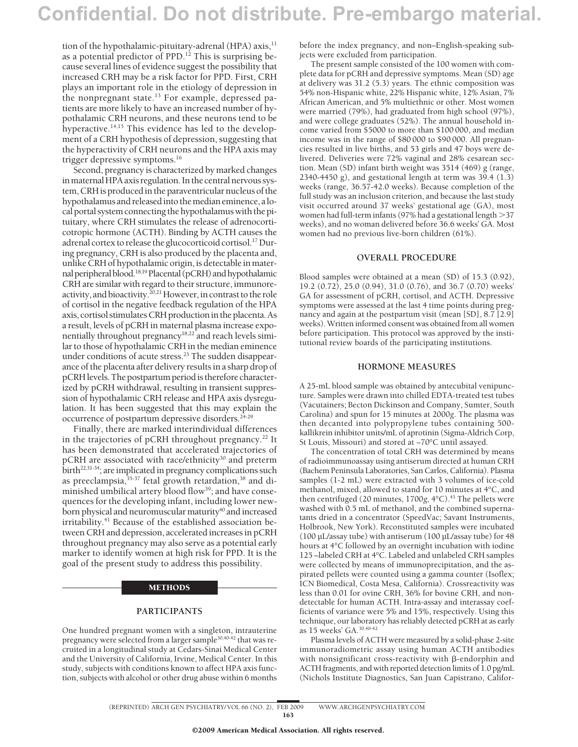tion of the hypothalamic-pituitary-adrenal (HPA) axis,[11] as a potential predictor of PPD.[12] This is surprising because several lines of evidence suggest the possibility that increased CRH may be a risk factor for PPD. First, CRH plays an important role in the etiology of depression in the nonpregnant state.[13] For example, depressed patients are more likely to have an increased number of hypothalamic CRH neurons, and these neurons tend to be hyperactive.[14,15] This evidence has led to the development of a CRH hypothesis of depression, suggesting that the hyperactivity of CRH neurons and the HPA axis may trigger depressive symptoms.[16]

Second, pregnancy is characterized by marked changes in maternal HPA axis regulation. In the central nervous system, CRH is produced in the paraventricular nucleus of the hypothalamus and released into the median eminence, a local portal system connecting the hypothalamus with the pituitary, where CRH stimulates the release of adrenocorticotropic hormone (ACTH). Binding by ACTH causes the adrenal cortex to release the glucocorticoid cortisol.[17] During pregnancy, CRH is also produced by the placenta and, unlike CRH of hypothalamic origin, is detectable in maternal peripheral blood.[18,19] Placental (pCRH) and hypothalamic CRH are similar with regard to their structure, immunoreactivity, and bioactivity.[20,21] However, in contrast to the role of cortisol in the negative feedback regulation of the HPA axis, cortisol stimulates CRH production in the placenta. As a result, levels of pCRH in maternal plasma increase exponentially throughout pregnancy[18,22] and reach levels similar to those of hypothalamic CRH in the median eminence under conditions of acute stress.[23] The sudden disappearance of the placenta after delivery results in a sharp drop of pCRH levels. The postpartum period is therefore characterized by pCRH withdrawal, resulting in transient suppression of hypothalamic CRH release and HPA axis dysregulation. It has been suggested that this may explain the occurrence of postpartum depressive disorders.[24-29]

Finally, there are marked interindividual differences in the trajectories of pCRH throughout pregnancy.[22] It has been demonstrated that accelerated trajectories of pCRH are associated with race/ethnicity[30] and preterm birth[22,31-34]; are implicated in pregnancy complications such as preeclampsia,[35-37] fetal growth retardation,[38] and diminished umbilical artery blood flow[39]; and have consequences for the developing infant, including lower newborn physical and neuromuscular maturity[40] and increased irritability.[41] Because of the established association between CRH and depression, accelerated increases in pCRH throughout pregnancy may also serve as a potential early marker to identify women at high risk for PPD. It is the goal of the present study to address this possibility.

## METHODS

### PARTICIPANTS

One hundred pregnant women with a singleton, intrauterine pregnancy were selected from a larger sample[30,40-42] that was recruited in a longitudinal study at Cedars-Sinai Medical Center and the University of California, Irvine, Medical Center. In this study, subjects with conditions known to affect HPA axis function, subjects with alcohol or other drug abuse within 6 months before the index pregnancy, and non–English-speaking subjects were excluded from participation.

The present sample consisted of the 100 women with complete data for pCRH and depressive symptoms. Mean (SD) age at delivery was 31.2 (5.3) years. The ethnic composition was 54% non-Hispanic white, 22% Hispanic white, 12% Asian, 7% African American, and 5% multiethnic or other. Most women were married (79%), had graduated from high school (97%), and were college graduates (52%). The annual household income varied from \$5000 to more than \$100 000, and median income was in the range of \$80 000 to \$90 000. All pregnancies resulted in live births, and 53 girls and 47 boys were delivered. Deliveries were 72% vaginal and 28% cesarean section. Mean (SD) infant birth weight was 3514 (469) g (range, 2340-4450 g), and gestational length at term was 39.4 (1.3) weeks (range, 36.57-42.0 weeks). Because completion of the full study was an inclusion criterion, and because the last study visit occurred around 37 weeks' gestational age (GA), most women had full-term infants (97% had a gestational length >37 weeks), and no woman delivered before 36.6 weeks' GA. Most women had no previous live-born children (61%).

### OVERALL PROCEDURE

Blood samples were obtained at a mean (SD) of 15.3 (0.92), 19.2 (0.72), 25.0 (0.94), 31.0 (0.76), and 36.7 (0.70) weeks' GA for assessment of pCRH, cortisol, and ACTH. Depressive symptoms were assessed at the last 4 time points during pregnancy and again at the postpartum visit (mean [SD], 8.7 [2.9] weeks). Written informed consent was obtained from all women before participation. This protocol was approved by the institutional review boards of the participating institutions.

### HORMONE MEASURES

A 25-mL blood sample was obtained by antecubital venipuncture. Samples were drawn into chilled EDTA-treated test tubes (Vacutainers; Becton Dickinson and Company, Sumter, South Carolina) and spun for 15 minutes at 2000*g*. The plasma was then decanted into polypropylene tubes containing 500-kallikrein inhibitor units/mL of aprotinin (Sigma-Aldrich Corp, St Louis, Missouri) and stored at –70°C until assayed.

The concentration of total CRH was determined by means of radioimmunoassay using antiserum directed at human CRH (Bachem Peninsula Laboratories, San Carlos, California). Plasma samples (1-2 mL) were extracted with 3 volumes of ice-cold methanol, mixed, allowed to stand for 10 minutes at 4°C, and then centrifuged (20 minutes, 1700*g*, 4°C).[43] The pellets were washed with 0.5 mL of methanol, and the combined supernatants dried in a concentrator (SpeedVac; Savant Instruments, Holbrook, New York). Reconstituted samples were incubated (100 μL/assay tube) with antiserum (100 μL/assay tube) for 48 hours at 4°C followed by an overnight incubation with iodine 125–labeled CRH at 4°C. Labeled and unlabeled CRH samples were collected by means of immunoprecipitation, and the aspirated pellets were counted using a gamma counter (Isoflex; ICN Biomedical, Costa Mesa, California). Crossreactivity was less than 0.01 for ovine CRH, 36% for bovine CRH, and nondetectable for human ACTH. Intra-assay and interassay coefficients of variance were 5% and 15%, respectively. Using this technique, our laboratory has reliably detected pCRH at as early as 15 weeks' GA.[30,40-42]

Plasma levels of ACTH were measured by a solid-phase 2-site immunoradiometric assay using human ACTH antibodies with nonsignificant cross-reactivity with β-endorphin and ACTH fragments, and with reported detection limits of 1.0 pg/mL (Nichols Institute Diagnostics, San Juan Capistrano, Califor-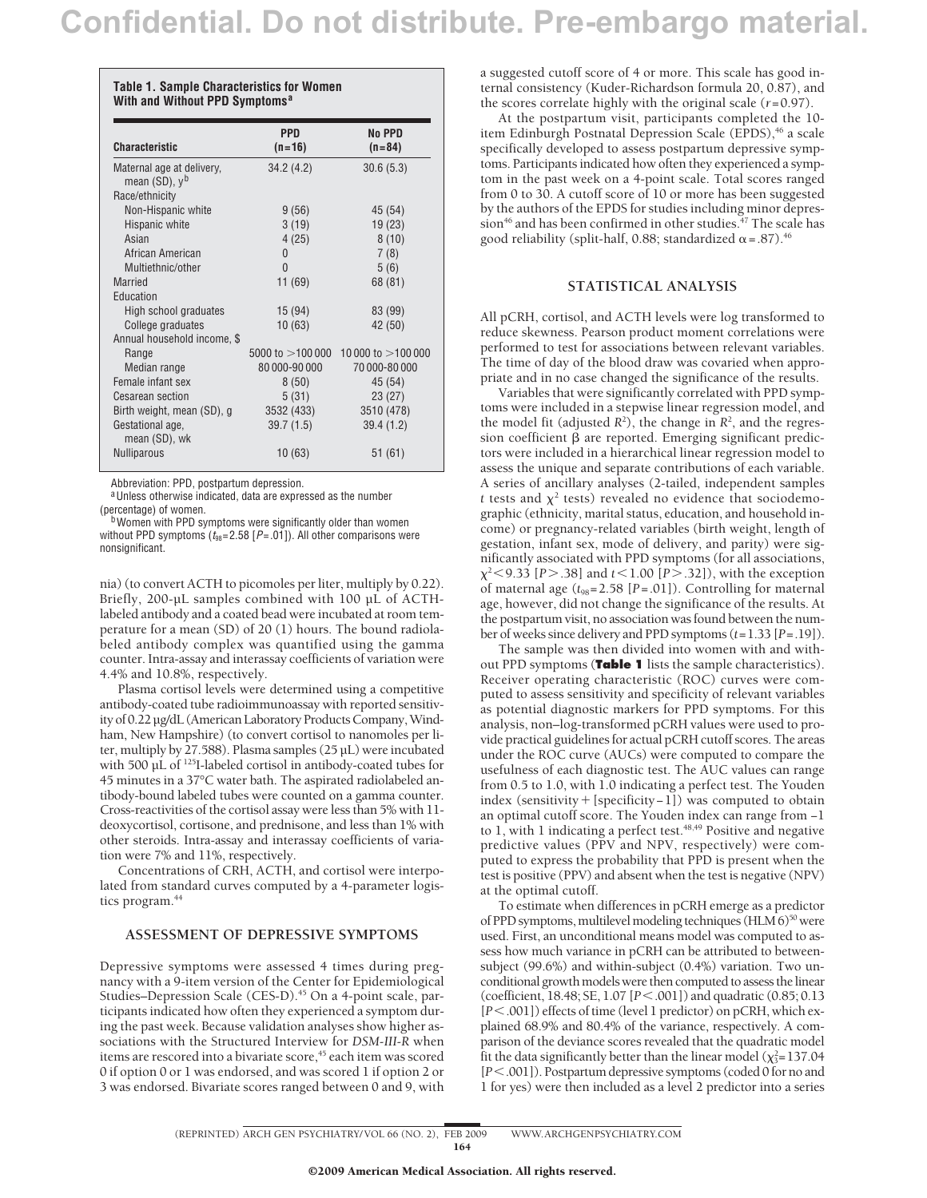**Table 1. Sample Characteristics for Women With and Without PPD Symptoms[a]**

| Characteristic | PPD (n=16) | No PPD (n=84) |
|---|---|---|
| Maternal age at delivery, mean (SD), y[b] | 34.2 (4.2) | 30.6 (5.3) |
| Race/ethnicity | | |
| Non-Hispanic white | 9 (56) | 45 (54) |
| Hispanic white | 3 (19) | 19 (23) |
| Asian | 4 (25) | 8 (10) |
| African American | 0 | 7 (8) |
| Multiethnic/other | 0 | 5 (6) |
| Married | 11 (69) | 68 (81) |
| Education | | |
| High school graduates | 15 (94) | 83 (99) |
| College graduates | 10 (63) | 42 (50) |
| Annual household income, $ | | |
| Range | 5000 to >100 000 | 10 000 to >100 000 |
| Median range | 80 000-90 000 | 70 000-80 000 |
| Female infant sex | 8 (50) | 45 (54) |
| Cesarean section | 5 (31) | 23 (27) |
| Birth weight, mean (SD), g | 3532 (433) | 3510 (478) |
| Gestational age, mean (SD), wk | 39.7 (1.5) | 39.4 (1.2) |
| Nulliparous | 10 (63) | 51 (61) |

Abbreviation: PPD, postpartum depression.
[a]Unless otherwise indicated, data are expressed as the number (percentage) of women.
[b]Women with PPD symptoms were significantly older than women without PPD symptoms ($t_{98}$=2.58 [$P$=.01]). All other comparisons were nonsignificant.

nia) (to convert ACTH to picomoles per liter, multiply by 0.22). Briefly, 200-µL samples combined with 100 µL of ACTH-labeled antibody and a coated bead were incubated at room temperature for a mean (SD) of 20 (1) hours. The bound radiolabeled antibody complex was quantified using the gamma counter. Intra-assay and interassay coefficients of variation were 4.4% and 10.8%, respectively.

Plasma cortisol levels were determined using a competitive antibody-coated tube radioimmunoassay with reported sensitivity of 0.22 µg/dL (American Laboratory Products Company, Windham, New Hampshire) (to convert cortisol to nanomoles per liter, multiply by 27.588). Plasma samples (25 µL) were incubated with 500 µL of $^{125}$I-labeled cortisol in antibody-coated tubes for 45 minutes in a 37°C water bath. The aspirated radiolabeled antibody-bound labeled tubes were counted on a gamma counter. Cross-reactivities of the cortisol assay were less than 5% with 11-deoxycortisol, cortisone, and prednisone, and less than 1% with other steroids. Intra-assay and interassay coefficients of variation were 7% and 11%, respectively.

Concentrations of CRH, ACTH, and cortisol were interpolated from standard curves computed by a 4-parameter logistics program.[44]

## ASSESSMENT OF DEPRESSIVE SYMPTOMS

Depressive symptoms were assessed 4 times during pregnancy with a 9-item version of the Center for Epidemiological Studies–Depression Scale (CES-D).[45] On a 4-point scale, participants indicated how often they experienced a symptom during the past week. Because validation analyses show higher associations with the Structured Interview for *DSM-III-R* when items are rescored into a bivariate score,[45] each item was scored 0 if option 0 or 1 was endorsed, and was scored 1 if option 2 or 3 was endorsed. Bivariate scores ranged between 0 and 9, with a suggested cutoff score of 4 or more. This scale has good internal consistency (Kuder-Richardson formula 20, 0.87), and the scores correlate highly with the original scale ($r$=0.97).

At the postpartum visit, participants completed the 10-item Edinburgh Postnatal Depression Scale (EPDS),[46] a scale specifically developed to assess postpartum depressive symptoms. Participants indicated how often they experienced a symptom in the past week on a 4-point scale. Total scores ranged from 0 to 30. A cutoff score of 10 or more has been suggested by the authors of the EPDS for studies including minor depression[46] and has been confirmed in other studies.[47] The scale has good reliability (split-half, 0.88; standardized $\alpha$=.87).[46]

## STATISTICAL ANALYSIS

All pCRH, cortisol, and ACTH levels were log transformed to reduce skewness. Pearson product moment correlations were performed to test for associations between relevant variables. The time of day of the blood draw was covaried when appropriate and in no case changed the significance of the results.

Variables that were significantly correlated with PPD symptoms were included in a stepwise linear regression model, and the model fit (adjusted $R^2$), the change in $R^2$, and the regression coefficient $\beta$ are reported. Emerging significant predictors were included in a hierarchical linear regression model to assess the unique and separate contributions of each variable. A series of ancillary analyses (2-tailed, independent samples $t$ tests and $\chi^2$ tests) revealed no evidence that sociodemographic (ethnicity, marital status, education, and household income) or pregnancy-related variables (birth weight, length of gestation, infant sex, mode of delivery, and parity) were significantly associated with PPD symptoms (for all associations, $\chi^2$<9.33 [$P$>.38] and $t$<1.00 [$P$>.32]), with the exception of maternal age ($t_{98}$=2.58 [$P$=.01]). Controlling for maternal age, however, did not change the significance of the results. At the postpartum visit, no association was found between the number of weeks since delivery and PPD symptoms ($t$=1.33 [$P$=.19]).

The sample was then divided into women with and without PPD symptoms (**Table 1** lists the sample characteristics). Receiver operating characteristic (ROC) curves were computed to assess sensitivity and specificity of relevant variables as potential diagnostic markers for PPD symptoms. For this analysis, non–log-transformed pCRH values were used to provide practical guidelines for actual pCRH cutoff scores. The areas under the ROC curve (AUCs) were computed to compare the usefulness of each diagnostic test. The AUC values can range from 0.5 to 1.0, with 1.0 indicating a perfect test. The Youden index (sensitivity + [specificity − 1]) was computed to obtain an optimal cutoff score. The Youden index can range from −1 to 1, with 1 indicating a perfect test.[48,49] Positive and negative predictive values (PPV and NPV, respectively) were computed to express the probability that PPD is present when the test is positive (PPV) and absent when the test is negative (NPV) at the optimal cutoff.

To estimate when differences in pCRH emerge as a predictor of PPD symptoms, multilevel modeling techniques (HLM 6)[50] were used. First, an unconditional means model was computed to assess how much variance in pCRH can be attributed to between-subject (99.6%) and within-subject (0.4%) variation. Two unconditional growth models were then computed to assess the linear (coefficient, 18.48; SE, 1.07 [$P$<.001]) and quadratic (0.85; 0.13 [$P$<.001]) effects of time (level 1 predictor) on pCRH, which explained 68.9% and 80.4% of the variance, respectively. A comparison of the deviance scores revealed that the quadratic model fit the data significantly better than the linear model ($\chi^2_3$=137.04 [$P$<.001]). Postpartum depressive symptoms (coded 0 for no and 1 for yes) were then included as a level 2 predictor into a series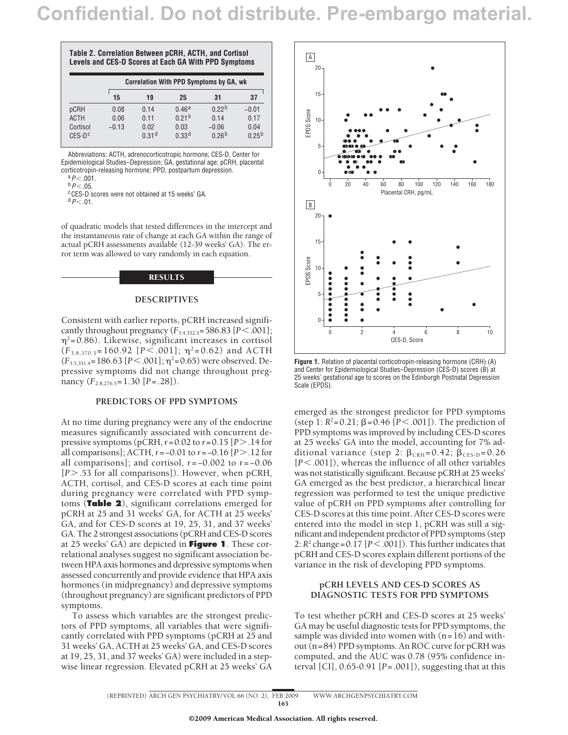**Table 2. Correlation Between pCRH, ACTH, and Cortisol Levels and CES-D Scores at Each GA With PPD Symptoms**

| | Correlation With PPD Symptoms by GA, wk | | | | |
|---|---|---|---|---|---|
| | 15 | 19 | 25 | 31 | 37 |
| pCRH | 0.08 | 0.14 | 0.46[a] | 0.22[b] | −0.01 |
| ACTH | 0.06 | 0.11 | 0.21[b] | 0.14 | 0.17 |
| Cortisol | −0.13 | 0.02 | 0.03 | −0.06 | 0.04 |
| CES-D[c] | | 0.31[d] | 0.33[d] | 0.26[b] | 0.25[b] |

Abbreviations: ACTH, adrenocorticotropic hormone; CES-D, Center for Epidemiological Studies–Depression; GA, gestational age; pCRH, placental corticotropin-releasing hormone; PPD, postpartum depression.

[a] $P<.001$.

[b] $P<.05$.

[c] CES-D scores were not obtained at 15 weeks' GA.

[d] $P<.01$.

of quadratic models that tested differences in the intercept and the instantaneous rate of change at each GA within the range of actual pCRH assessments available (12-39 weeks' GA). The error term was allowed to vary randomly in each equation.

## RESULTS

### DESCRIPTIVES

Consistent with earlier reports, pCRH increased significantly throughout pregnancy ($F_{3.4,332.5}=586.83$ [$P<.001$]; $\eta^2=0.86$). Likewise, significant increases in cortisol ($F_{3.8,370.3}=160.92$ [$P<.001$]; $\eta^2=0.62$) and ACTH ($F_{3.5,351.4}=186.63$ [$P<.001$]; $\eta^2=0.65$) were observed. Depressive symptoms did not change throughout pregnancy ($F_{2.8,276.5}=1.30$ [$P=.28$]).

### PREDICTORS OF PPD SYMPTOMS

At no time during pregnancy were any of the endocrine measures significantly associated with concurrent depressive symptoms (pCRH, $r=0.02$ to $r=0.15$ [$P>.14$ for all comparisons]; ACTH, $r=-0.01$ to $r=-0.16$ [$P>.12$ for all comparisons]; and cortisol, $r=-0.002$ to $r=-0.06$ [$P>.53$ for all comparisons]). However, when pCRH, ACTH, cortisol, and CES-D scores at each time point during pregnancy were correlated with PPD symptoms (**Table 2**), significant correlations emerged for pCRH at 25 and 31 weeks' GA, for ACTH at 25 weeks' GA, and for CES-D scores at 19, 25, 31, and 37 weeks' GA. The 2 strongest associations (pCRH and CES-D scores at 25 weeks' GA) are depicted in **Figure 1**. These correlational analyses suggest no significant association between HPA axis hormones and depressive symptoms when assessed concurrently and provide evidence that HPA axis hormones (in midpregnancy) and depressive symptoms (throughout pregnancy) are significant predictors of PPD symptoms.

To assess which variables are the strongest predictors of PPD symptoms, all variables that were significantly correlated with PPD symptoms (pCRH at 25 and 31 weeks' GA, ACTH at 25 weeks' GA, and CES-D scores at 19, 25, 31, and 37 weeks' GA) were included in a stepwise linear regression. Elevated pCRH at 25 weeks' GA emerged as the strongest predictor for PPD symptoms (step 1: $R^2=0.21$; $\beta=0.46$ [$P<.001$]). The prediction of PPD symptoms was improved by including CES-D scores at 25 weeks' GA into the model, accounting for 7% additional variance (step 2: $\beta_{CRH}=0.42$; $\beta_{CES\text{-}D}=0.26$ [$P<.001$]), whereas the influence of all other variables was not statistically significant. Because pCRH at 25 weeks' GA emerged as the best predictor, a hierarchical linear regression was performed to test the unique predictive value of pCRH on PPD symptoms after controlling for CES-D scores at this time point. After CES-D scores were entered into the model in step 1, pCRH was still a significant and independent predictor of PPD symptoms (step 2: $R^2$ change=0.17 [$P<.001$]). This further indicates that pCRH and CES-D scores explain different portions of the variance in the risk of developing PPD symptoms.

A

EPDS Score

Placental CRH, pg/mL

B

EPDS Score

CES-D, Score

**Figure 1.** Relation of placental corticotropin-releasing hormone (CRH) (A) and Center for Epidemiological Studies–Depression (CES-D) scores (B) at 25 weeks' gestational age to scores on the Edinburgh Postnatal Depression Scale (EPDS).

### pCRH LEVELS AND CES-D SCORES AS DIAGNOSTIC TESTS FOR PPD SYMPTOMS

To test whether pCRH and CES-D scores at 25 weeks' GA may be useful diagnostic tests for PPD symptoms, the sample was divided into women with (n=16) and without (n=84) PPD symptoms. An ROC curve for pCRH was computed, and the AUC was 0.78 (95% confidence interval [CI], 0.65-0.91 [$P=.001$]), suggesting that at this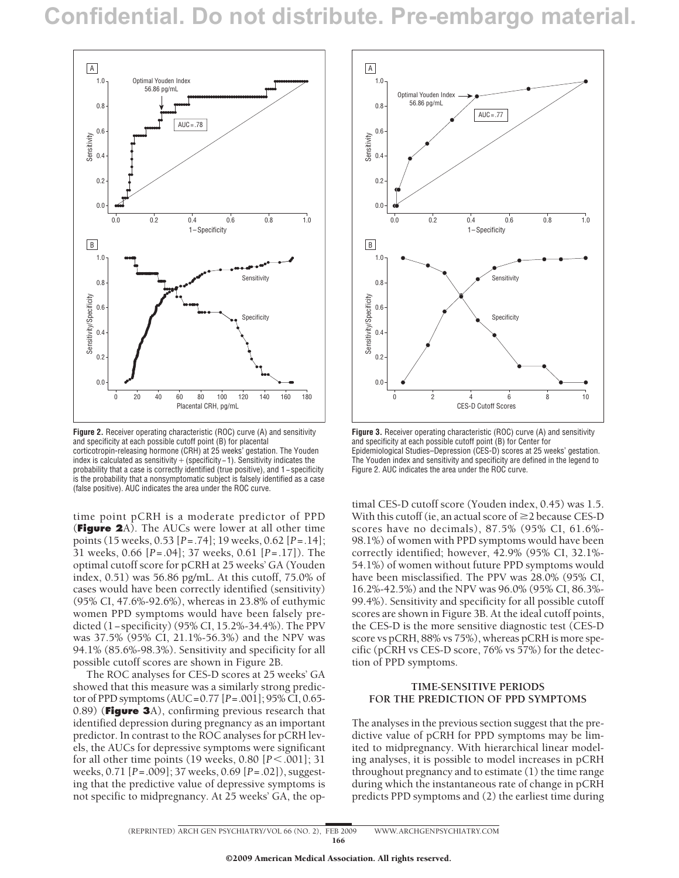Confidential. Do not distribute. Pre-embargo material.

A

Optimal Youden Index
56.86 pg/mL

AUC = .78

Sensitivity

1 − Specificity

B

Sensitivity/Specificity

Sensitivity

Specificity

Placental CRH, pg/mL

**Figure 2.** Receiver operating characteristic (ROC) curve (A) and sensitivity and specificity at each possible cutoff point (B) for placental corticotropin-releasing hormone (CRH) at 25 weeks' gestation. The Youden index is calculated as sensitivity + (specificity − 1). Sensitivity indicates the probability that a case is correctly identified (true positive), and 1 − specificity is the probability that a nonsymptomatic subject is falsely identified as a case (false positive). AUC indicates the area under the ROC curve.

A

Optimal Youden Index
56.86 pg/mL

AUC = .77

Sensitivity

1 − Specificity

B

Sensitivity/Specificity

Sensitivity

Specificity

CES-D Cutoff Scores

**Figure 3.** Receiver operating characteristic (ROC) curve (A) and sensitivity and specificity at each possible cutoff point (B) for Center for Epidemiological Studies–Depression (CES-D) scores at 25 weeks' gestation. The Youden index and sensitivity and specificity are defined in the legend to Figure 2. AUC indicates the area under the ROC curve.

time point pCRH is a moderate predictor of PPD (**Figure 2**A). The AUCs were lower at all other time points (15 weeks, 0.53 [$P$ = .74]; 19 weeks, 0.62 [$P$ = .14]; 31 weeks, 0.66 [$P$ = .04]; 37 weeks, 0.61 [$P$ = .17]). The optimal cutoff score for pCRH at 25 weeks' GA (Youden index, 0.51) was 56.86 pg/mL. At this cutoff, 75.0% of cases would have been correctly identified (sensitivity) (95% CI, 47.6%-92.6%), whereas in 23.8% of euthymic women PPD symptoms would have been falsely predicted (1 − specificity) (95% CI, 15.2%-34.4%). The PPV was 37.5% (95% CI, 21.1%-56.3%) and the NPV was 94.1% (85.6%-98.3%). Sensitivity and specificity for all possible cutoff scores are shown in Figure 2B.

The ROC analyses for CES-D scores at 25 weeks' GA showed that this measure was a similarly strong predictor of PPD symptoms (AUC = 0.77 [$P$ = .001]; 95% CI, 0.65-0.89) (**Figure 3**A), confirming previous research that identified depression during pregnancy as an important predictor. In contrast to the ROC analyses for pCRH levels, the AUCs for depressive symptoms were significant for all other time points (19 weeks, 0.80 [$P < .001$]; 31 weeks, 0.71 [$P$ = .009]; 37 weeks, 0.69 [$P$ = .02]), suggesting that the predictive value of depressive symptoms is not specific to midpregnancy. At 25 weeks' GA, the optimal CES-D cutoff score (Youden index, 0.45) was 1.5. With this cutoff (ie, an actual score of ≥2 because CES-D scores have no decimals), 87.5% (95% CI, 61.6%-98.1%) of women with PPD symptoms would have been correctly identified; however, 42.9% (95% CI, 32.1%-54.1%) of women without future PPD symptoms would have been misclassified. The PPV was 28.0% (95% CI, 16.2%-42.5%) and the NPV was 96.0% (95% CI, 86.3%-99.4%). Sensitivity and specificity for all possible cutoff scores are shown in Figure 3B. At the ideal cutoff points, the CES-D is the more sensitive diagnostic test (CES-D score vs pCRH, 88% vs 75%), whereas pCRH is more specific (pCRH vs CES-D score, 76% vs 57%) for the detection of PPD symptoms.

### TIME-SENSITIVE PERIODS FOR THE PREDICTION OF PPD SYMPTOMS

The analyses in the previous section suggest that the predictive value of pCRH for PPD symptoms may be limited to midpregnancy. With hierarchical linear modeling analyses, it is possible to model increases in pCRH throughout pregnancy and to estimate (1) the time range during which the instantaneous rate of change in pCRH predicts PPD symptoms and (2) the earliest time during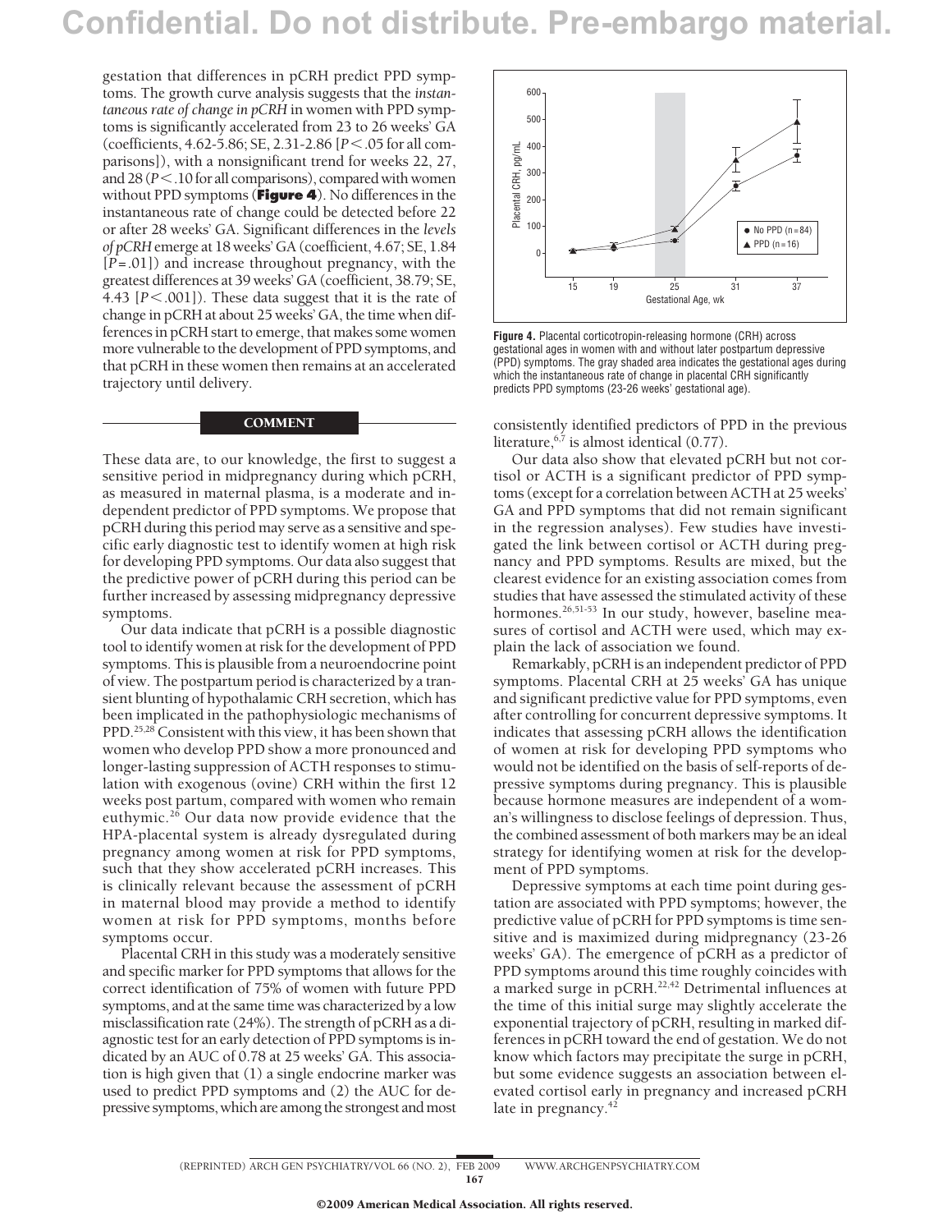gestation that differences in pCRH predict PPD symptoms. The growth curve analysis suggests that the *instantaneous rate of change in pCRH* in women with PPD symptoms is significantly accelerated from 23 to 26 weeks' GA (coefficients, 4.62-5.86; SE, 2.31-2.86 [$P < .05$ for all comparisons]), with a nonsignificant trend for weeks 22, 27, and 28 ($P < .10$ for all comparisons), compared with women without PPD symptoms (**Figure 4**). No differences in the instantaneous rate of change could be detected before 22 or after 28 weeks' GA. Significant differences in the *levels of pCRH* emerge at 18 weeks' GA (coefficient, 4.67; SE, 1.84 [$P = .01$]) and increase throughout pregnancy, with the greatest differences at 39 weeks' GA (coefficient, 38.79; SE, 4.43 [$P < .001$]). These data suggest that it is the rate of change in pCRH at about 25 weeks' GA, the time when differences in pCRH start to emerge, that makes some women more vulnerable to the development of PPD symptoms, and that pCRH in these women then remains at an accelerated trajectory until delivery.

Placental CRH, pg/mL
600
500
400
300
200
100
0
15
19
25
31
37
Gestational Age, wk
● No PPD (n = 84)
▲ PPD (n = 16)

**Figure 4.** Placental corticotropin-releasing hormone (CRH) across gestational ages in women with and without later postpartum depressive (PPD) symptoms. The gray shaded area indicates the gestational ages during which the instantaneous rate of change in placental CRH significantly predicts PPD symptoms (23-26 weeks' gestational age).

## COMMENT

These data are, to our knowledge, the first to suggest a sensitive period in midpregnancy during which pCRH, as measured in maternal plasma, is a moderate and independent predictor of PPD symptoms. We propose that pCRH during this period may serve as a sensitive and specific early diagnostic test to identify women at high risk for developing PPD symptoms. Our data also suggest that the predictive power of pCRH during this period can be further increased by assessing midpregnancy depressive symptoms.

Our data indicate that pCRH is a possible diagnostic tool to identify women at risk for the development of PPD symptoms. This is plausible from a neuroendocrine point of view. The postpartum period is characterized by a transient blunting of hypothalamic CRH secretion, which has been implicated in the pathophysiologic mechanisms of PPD.[25,28] Consistent with this view, it has been shown that women who develop PPD show a more pronounced and longer-lasting suppression of ACTH responses to stimulation with exogenous (ovine) CRH within the first 12 weeks post partum, compared with women who remain euthymic.[26] Our data now provide evidence that the HPA-placental system is already dysregulated during pregnancy among women at risk for PPD symptoms, such that they show accelerated pCRH increases. This is clinically relevant because the assessment of pCRH in maternal blood may provide a method to identify women at risk for PPD symptoms, months before symptoms occur.

Placental CRH in this study was a moderately sensitive and specific marker for PPD symptoms that allows for the correct identification of 75% of women with future PPD symptoms, and at the same time was characterized by a low misclassification rate (24%). The strength of pCRH as a diagnostic test for an early detection of PPD symptoms is indicated by an AUC of 0.78 at 25 weeks' GA. This association is high given that (1) a single endocrine marker was used to predict PPD symptoms and (2) the AUC for depressive symptoms, which are among the strongest and most consistently identified predictors of PPD in the previous literature,[6,7] is almost identical (0.77).

Our data also show that elevated pCRH but not cortisol or ACTH is a significant predictor of PPD symptoms (except for a correlation between ACTH at 25 weeks' GA and PPD symptoms that did not remain significant in the regression analyses). Few studies have investigated the link between cortisol or ACTH during pregnancy and PPD symptoms. Results are mixed, but the clearest evidence for an existing association comes from studies that have assessed the stimulated activity of these hormones.[26,51-53] In our study, however, baseline measures of cortisol and ACTH were used, which may explain the lack of association we found.

Remarkably, pCRH is an independent predictor of PPD symptoms. Placental CRH at 25 weeks' GA has unique and significant predictive value for PPD symptoms, even after controlling for concurrent depressive symptoms. It indicates that assessing pCRH allows the identification of women at risk for developing PPD symptoms who would not be identified on the basis of self-reports of depressive symptoms during pregnancy. This is plausible because hormone measures are independent of a woman's willingness to disclose feelings of depression. Thus, the combined assessment of both markers may be an ideal strategy for identifying women at risk for the development of PPD symptoms.

Depressive symptoms at each time point during gestation are associated with PPD symptoms; however, the predictive value of pCRH for PPD symptoms is time sensitive and is maximized during midpregnancy (23-26 weeks' GA). The emergence of pCRH as a predictor of PPD symptoms around this time roughly coincides with a marked surge in pCRH.[22,42] Detrimental influences at the time of this initial surge may slightly accelerate the exponential trajectory of pCRH, resulting in marked differences in pCRH toward the end of gestation. We do not know which factors may precipitate the surge in pCRH, but some evidence suggests an association between elevated cortisol early in pregnancy and increased pCRH late in pregnancy.[42]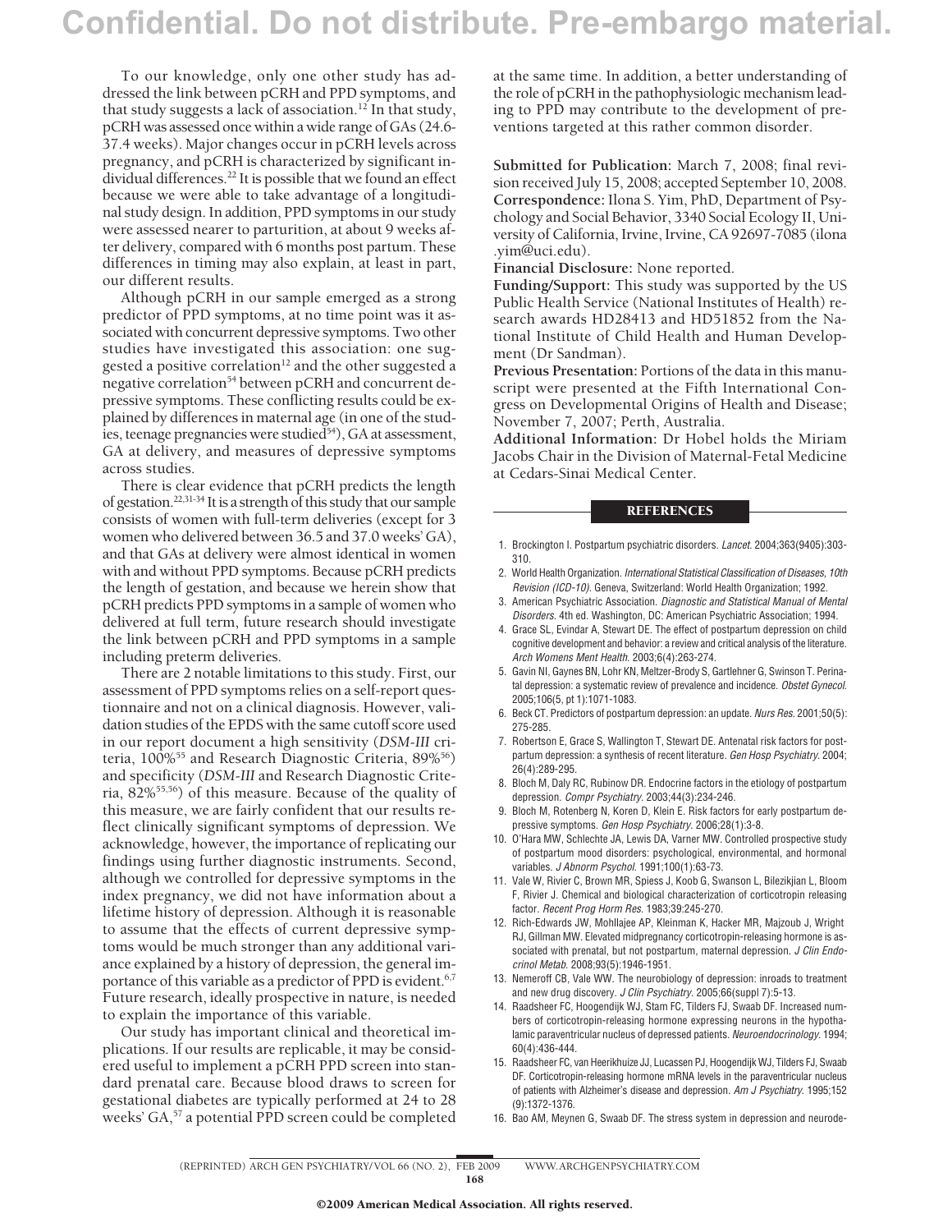To our knowledge, only one other study has addressed the link between pCRH and PPD symptoms, and that study suggests a lack of association.[12] In that study, pCRH was assessed once within a wide range of GAs (24.6-37.4 weeks). Major changes occur in pCRH levels across pregnancy, and pCRH is characterized by significant individual differences.[22] It is possible that we found an effect because we were able to take advantage of a longitudinal study design. In addition, PPD symptoms in our study were assessed nearer to parturition, at about 9 weeks after delivery, compared with 6 months post partum. These differences in timing may also explain, at least in part, our different results.

Although pCRH in our sample emerged as a strong predictor of PPD symptoms, at no time point was it associated with concurrent depressive symptoms. Two other studies have investigated this association: one suggested a positive correlation[12] and the other suggested a negative correlation[54] between pCRH and concurrent depressive symptoms. These conflicting results could be explained by differences in maternal age (in one of the studies, teenage pregnancies were studied[54]), GA at assessment, GA at delivery, and measures of depressive symptoms across studies.

There is clear evidence that pCRH predicts the length of gestation.[22,31-34] It is a strength of this study that our sample consists of women with full-term deliveries (except for 3 women who delivered between 36.5 and 37.0 weeks' GA), and that GAs at delivery were almost identical in women with and without PPD symptoms. Because pCRH predicts the length of gestation, and because we herein show that pCRH predicts PPD symptoms in a sample of women who delivered at full term, future research should investigate the link between pCRH and PPD symptoms in a sample including preterm deliveries.

There are 2 notable limitations to this study. First, our assessment of PPD symptoms relies on a self-report questionnaire and not on a clinical diagnosis. However, validation studies of the EPDS with the same cutoff score used in our report document a high sensitivity (*DSM-III* criteria, 100%[55] and Research Diagnostic Criteria, 89%[56]) and specificity (*DSM-III* and Research Diagnostic Criteria, 82%[55,56]) of this measure. Because of the quality of this measure, we are fairly confident that our results reflect clinically significant symptoms of depression. We acknowledge, however, the importance of replicating our findings using further diagnostic instruments. Second, although we controlled for depressive symptoms in the index pregnancy, we did not have information about a lifetime history of depression. Although it is reasonable to assume that the effects of current depressive symptoms would be much stronger than any additional variance explained by a history of depression, the general importance of this variable as a predictor of PPD is evident.[6,7] Future research, ideally prospective in nature, is needed to explain the importance of this variable.

Our study has important clinical and theoretical implications. If our results are replicable, it may be considered useful to implement a pCRH PPD screen into standard prenatal care. Because blood draws to screen for gestational diabetes are typically performed at 24 to 28 weeks' GA,[57] a potential PPD screen could be completed at the same time. In addition, a better understanding of the role of pCRH in the pathophysiologic mechanism leading to PPD may contribute to the development of preventions targeted at this rather common disorder.

**Submitted for Publication:** March 7, 2008; final revision received July 15, 2008; accepted September 10, 2008.
**Correspondence:** Ilona S. Yim, PhD, Department of Psychology and Social Behavior, 3340 Social Ecology II, University of California, Irvine, Irvine, CA 92697-7085 (ilona.yim@uci.edu).
**Financial Disclosure:** None reported.
**Funding/Support:** This study was supported by the US Public Health Service (National Institutes of Health) research awards HD28413 and HD51852 from the National Institute of Child Health and Human Development (Dr Sandman).
**Previous Presentation:** Portions of the data in this manuscript were presented at the Fifth International Congress on Developmental Origins of Health and Disease; November 7, 2007; Perth, Australia.
**Additional Information:** Dr Hobel holds the Miriam Jacobs Chair in the Division of Maternal-Fetal Medicine at Cedars-Sinai Medical Center.

## REFERENCES

1. Brockington I. Postpartum psychiatric disorders. *Lancet*. 2004;363(9405):303-310.
2. World Health Organization. *International Statistical Classification of Diseases, 10th Revision (ICD-10)*. Geneva, Switzerland: World Health Organization; 1992.
3. American Psychiatric Association. *Diagnostic and Statistical Manual of Mental Disorders*. 4th ed. Washington, DC: American Psychiatric Association; 1994.
4. Grace SL, Evindar A, Stewart DE. The effect of postpartum depression on child cognitive development and behavior: a review and critical analysis of the literature. *Arch Womens Ment Health*. 2003;6(4):263-274.
5. Gavin NI, Gaynes BN, Lohr KN, Meltzer-Brody S, Gartlehner G, Swinson T. Perinatal depression: a systematic review of prevalence and incidence. *Obstet Gynecol*. 2005;106(5, pt 1):1071-1083.
6. Beck CT. Predictors of postpartum depression: an update. *Nurs Res*. 2001;50(5):275-285.
7. Robertson E, Grace S, Wallington T, Stewart DE. Antenatal risk factors for postpartum depression: a synthesis of recent literature. *Gen Hosp Psychiatry*. 2004;26(4):289-295.
8. Bloch M, Daly RC, Rubinow DR. Endocrine factors in the etiology of postpartum depression. *Compr Psychiatry*. 2003;44(3):234-246.
9. Bloch M, Rotenberg N, Koren D, Klein E. Risk factors for early postpartum depressive symptoms. *Gen Hosp Psychiatry*. 2006;28(1):3-8.
10. O'Hara MW, Schlechte JA, Lewis DA, Varner MW. Controlled prospective study of postpartum mood disorders: psychological, environmental, and hormonal variables. *J Abnorm Psychol*. 1991;100(1):63-73.
11. Vale W, Rivier C, Brown MR, Spiess J, Koob G, Swanson L, Bilezikjian L, Bloom F, Rivier J. Chemical and biological characterization of corticotropin releasing factor. *Recent Prog Horm Res*. 1983;39:245-270.
12. Rich-Edwards JW, Mohllajee AP, Kleinman K, Hacker MR, Majzoub J, Wright RJ, Gillman MW. Elevated midpregnancy corticotropin-releasing hormone is associated with prenatal, but not postpartum, maternal depression. *J Clin Endocrinol Metab*. 2008;93(5):1946-1951.
13. Nemeroff CB, Vale WW. The neurobiology of depression: inroads to treatment and new drug discovery. *J Clin Psychiatry*. 2005;66(suppl 7):5-13.
14. Raadsheer FC, Hoogendijk WJ, Stam FC, Tilders FJ, Swaab DF. Increased numbers of corticotropin-releasing hormone expressing neurons in the hypothalamic paraventricular nucleus of depressed patients. *Neuroendocrinology*. 1994;60(4):436-444.
15. Raadsheer FC, van Heerikhuize JJ, Lucassen PJ, Hoogendijk WJ, Tilders FJ, Swaab DF. Corticotropin-releasing hormone mRNA levels in the paraventricular nucleus of patients with Alzheimer's disease and depression. *Am J Psychiatry*. 1995;152(9):1372-1376.
16. Bao AM, Meynen G, Swaab DF. The stress system in depression and neurode-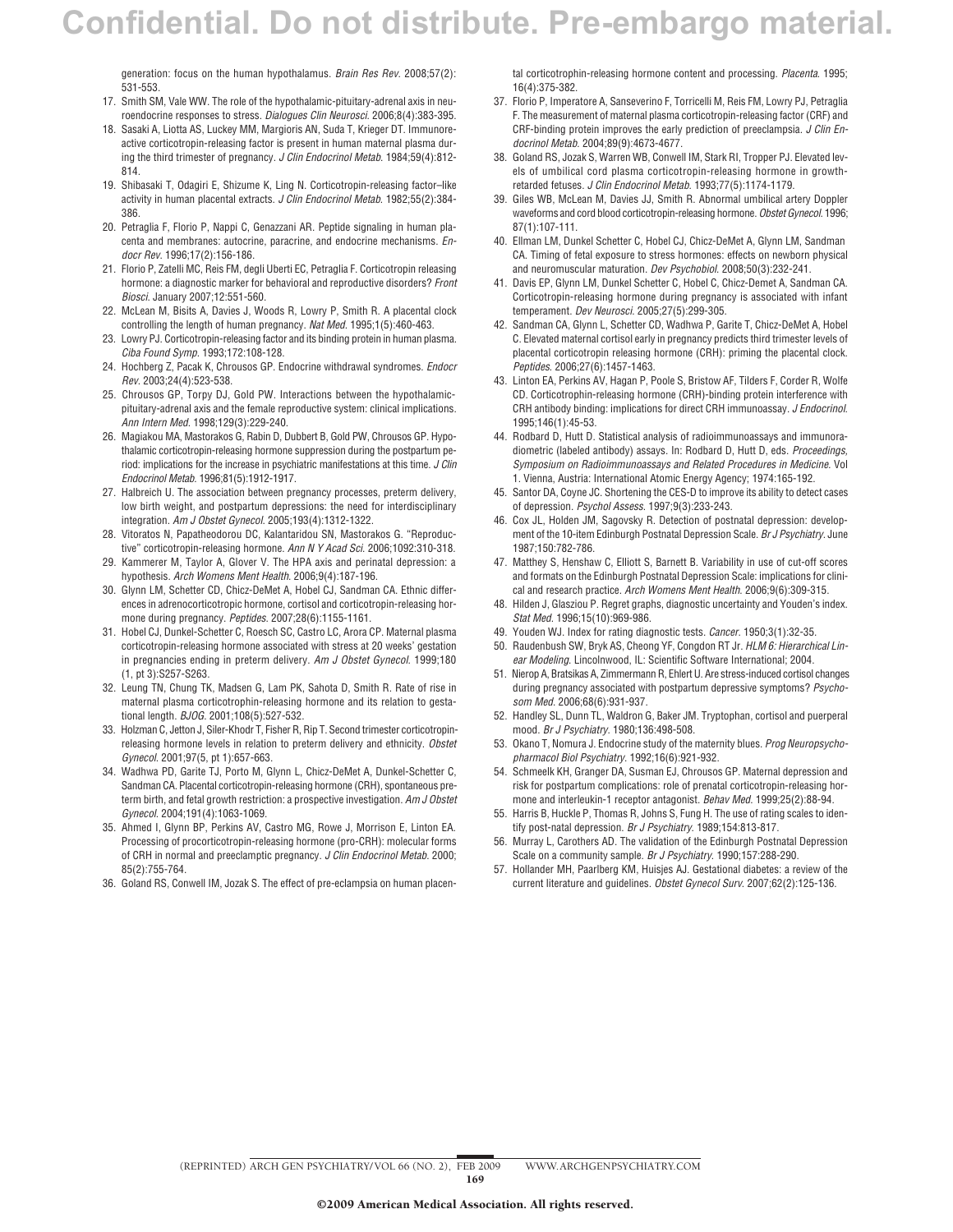generation: focus on the human hypothalamus. *Brain Res Rev*. 2008;57(2):531-553.

17. Smith SM, Vale WW. The role of the hypothalamic-pituitary-adrenal axis in neuroendocrine responses to stress. *Dialogues Clin Neurosci*. 2006;8(4):383-395.
18. Sasaki A, Liotta AS, Luckey MM, Margioris AN, Suda T, Krieger DT. Immunoreactive corticotropin-releasing factor is present in human maternal plasma during the third trimester of pregnancy. *J Clin Endocrinol Metab*. 1984;59(4):812-814.
19. Shibasaki T, Odagiri E, Shizume K, Ling N. Corticotropin-releasing factor–like activity in human placental extracts. *J Clin Endocrinol Metab*. 1982;55(2):384-386.
20. Petraglia F, Florio P, Nappi C, Genazzani AR. Peptide signaling in human placenta and membranes: autocrine, paracrine, and endocrine mechanisms. *Endocr Rev*. 1996;17(2):156-186.
21. Florio P, Zatelli MC, Reis FM, degli Uberti EC, Petraglia F. Corticotropin releasing hormone: a diagnostic marker for behavioral and reproductive disorders? *Front Biosci*. January 2007;12:551-560.
22. McLean M, Bisits A, Davies J, Woods R, Lowry P, Smith R. A placental clock controlling the length of human pregnancy. *Nat Med*. 1995;1(5):460-463.
23. Lowry PJ. Corticotropin-releasing factor and its binding protein in human plasma. *Ciba Found Symp*. 1993;172:108-128.
24. Hochberg Z, Pacak K, Chrousos GP. Endocrine withdrawal syndromes. *Endocr Rev*. 2003;24(4):523-538.
25. Chrousos GP, Torpy DJ, Gold PW. Interactions between the hypothalamic-pituitary-adrenal axis and the female reproductive system: clinical implications. *Ann Intern Med*. 1998;129(3):229-240.
26. Magiakou MA, Mastorakos G, Rabin D, Dubbert B, Gold PW, Chrousos GP. Hypothalamic corticotropin-releasing hormone suppression during the postpartum period: implications for the increase in psychiatric manifestations at this time. *J Clin Endocrinol Metab*. 1996;81(5):1912-1917.
27. Halbreich U. The association between pregnancy processes, preterm delivery, low birth weight, and postpartum depressions: the need for interdisciplinary integration. *Am J Obstet Gynecol*. 2005;193(4):1312-1322.
28. Vitoratos N, Papatheodorou DC, Kalantaridou SN, Mastorakos G. "Reproductive" corticotropin-releasing hormone. *Ann N Y Acad Sci*. 2006;1092:310-318.
29. Kammerer M, Taylor A, Glover V. The HPA axis and perinatal depression: a hypothesis. *Arch Womens Ment Health*. 2006;9(4):187-196.
30. Glynn LM, Schetter CD, Chicz-DeMet A, Hobel CJ, Sandman CA. Ethnic differences in adrenocorticotropic hormone, cortisol and corticotropin-releasing hormone during pregnancy. *Peptides*. 2007;28(6):1155-1161.
31. Hobel CJ, Dunkel-Schetter C, Roesch SC, Castro LC, Arora CP. Maternal plasma corticotropin-releasing hormone associated with stress at 20 weeks' gestation in pregnancies ending in preterm delivery. *Am J Obstet Gynecol*. 1999;180(1, pt 3):S257-S263.
32. Leung TN, Chung TK, Madsen G, Lam PK, Sahota D, Smith R. Rate of rise in maternal plasma corticotrophin-releasing hormone and its relation to gestational length. *BJOG*. 2001;108(5):527-532.
33. Holzman C, Jetton J, Siler-Khodr T, Fisher R, Rip T. Second trimester corticotropin-releasing hormone levels in relation to preterm delivery and ethnicity. *Obstet Gynecol*. 2001;97(5, pt 1):657-663.
34. Wadhwa PD, Garite TJ, Porto M, Glynn L, Chicz-DeMet A, Dunkel-Schetter C, Sandman CA. Placental corticotropin-releasing hormone (CRH), spontaneous preterm birth, and fetal growth restriction: a prospective investigation. *Am J Obstet Gynecol*. 2004;191(4):1063-1069.
35. Ahmed I, Glynn BP, Perkins AV, Castro MG, Rowe J, Morrison E, Linton EA. Processing of procorticotropin-releasing hormone (pro-CRH): molecular forms of CRH in normal and preeclamptic pregnancy. *J Clin Endocrinol Metab*. 2000;85(2):755-764.
36. Goland RS, Conwell IM, Jozak S. The effect of pre-eclampsia on human placental corticotropin-releasing hormone content and processing. *Placenta*. 1995;16(4):375-382.
37. Florio P, Imperatore A, Sanseverino F, Torricelli M, Reis FM, Lowry PJ, Petraglia F. The measurement of maternal plasma corticotropin-releasing factor (CRF) and CRF-binding protein improves the early prediction of preeclampsia. *J Clin Endocrinol Metab*. 2004;89(9):4673-4677.
38. Goland RS, Jozak S, Warren WB, Conwell IM, Stark RI, Tropper PJ. Elevated levels of umbilical cord plasma corticotropin-releasing hormone in growth-retarded fetuses. *J Clin Endocrinol Metab*. 1993;77(5):1174-1179.
39. Giles WB, McLean M, Davies JJ, Smith R. Abnormal umbilical artery Doppler waveforms and cord blood corticotropin-releasing hormone. *Obstet Gynecol*. 1996;87(1):107-111.
40. Ellman LM, Dunkel Schetter C, Hobel CJ, Chicz-DeMet A, Glynn LM, Sandman CA. Timing of fetal exposure to stress hormones: effects on newborn physical and neuromuscular maturation. *Dev Psychobiol*. 2008;50(3):232-241.
41. Davis EP, Glynn LM, Dunkel Schetter C, Hobel C, Chicz-Demet A, Sandman CA. Corticotropin-releasing hormone during pregnancy is associated with infant temperament. *Dev Neurosci*. 2005;27(5):299-305.
42. Sandman CA, Glynn L, Schetter CD, Wadhwa P, Garite T, Chicz-DeMet A, Hobel C. Elevated maternal cortisol early in pregnancy predicts third trimester levels of placental corticotropin releasing hormone (CRH): priming the placental clock. *Peptides*. 2006;27(6):1457-1463.
43. Linton EA, Perkins AV, Hagan P, Poole S, Bristow AF, Tilders F, Corder R, Wolfe CD. Corticotrophin-releasing hormone (CRH)-binding protein interference with CRH antibody binding: implications for direct CRH immunoassay. *J Endocrinol*. 1995;146(1):45-53.
44. Rodbard D, Hutt D. Statistical analysis of radioimmunoassays and immunoradiometric (labeled antibody) assays. In: Rodbard D, Hutt D, eds. *Proceedings, Symposium on Radioimmunoassays and Related Procedures in Medicine*. Vol 1. Vienna, Austria: International Atomic Energy Agency; 1974:165-192.
45. Santor DA, Coyne JC. Shortening the CES-D to improve its ability to detect cases of depression. *Psychol Assess*. 1997;9(3):233-243.
46. Cox JL, Holden JM, Sagovsky R. Detection of postnatal depression: development of the 10-item Edinburgh Postnatal Depression Scale. *Br J Psychiatry*. June 1987;150:782-786.
47. Matthey S, Henshaw C, Elliott S, Barnett B. Variability in use of cut-off scores and formats on the Edinburgh Postnatal Depression Scale: implications for clinical and research practice. *Arch Womens Ment Health*. 2006;9(6):309-315.
48. Hilden J, Glasziou P. Regret graphs, diagnostic uncertainty and Youden's index. *Stat Med*. 1996;15(10):969-986.
49. Youden WJ. Index for rating diagnostic tests. *Cancer*. 1950;3(1):32-35.
50. Raudenbush SW, Bryk AS, Cheong YF, Congdon RT Jr. *HLM 6: Hierarchical Linear Modeling*. Lincolnwood, IL: Scientific Software International; 2004.
51. Nierop A, Bratsikas A, Zimmermann R, Ehlert U. Are stress-induced cortisol changes during pregnancy associated with postpartum depressive symptoms? *Psychosom Med*. 2006;68(6):931-937.
52. Handley SL, Dunn TL, Waldron G, Baker JM. Tryptophan, cortisol and puerperal mood. *Br J Psychiatry*. 1980;136:498-508.
53. Okano T, Nomura J. Endocrine study of the maternity blues. *Prog Neuropsychopharmacol Biol Psychiatry*. 1992;16(6):921-932.
54. Schmeelk KH, Granger DA, Susman EJ, Chrousos GP. Maternal depression and risk for postpartum complications: role of prenatal corticotropin-releasing hormone and interleukin-1 receptor antagonist. *Behav Med*. 1999;25(2):88-94.
55. Harris B, Huckle P, Thomas R, Johns S, Fung H. The use of rating scales to identify post-natal depression. *Br J Psychiatry*. 1989;154:813-817.
56. Murray L, Carothers AD. The validation of the Edinburgh Postnatal Depression Scale on a community sample. *Br J Psychiatry*. 1990;157:288-290.
57. Hollander MH, Paarlberg KM, Huisjes AJ. Gestational diabetes: a review of the current literature and guidelines. *Obstet Gynecol Surv*. 2007;62(2):125-136.